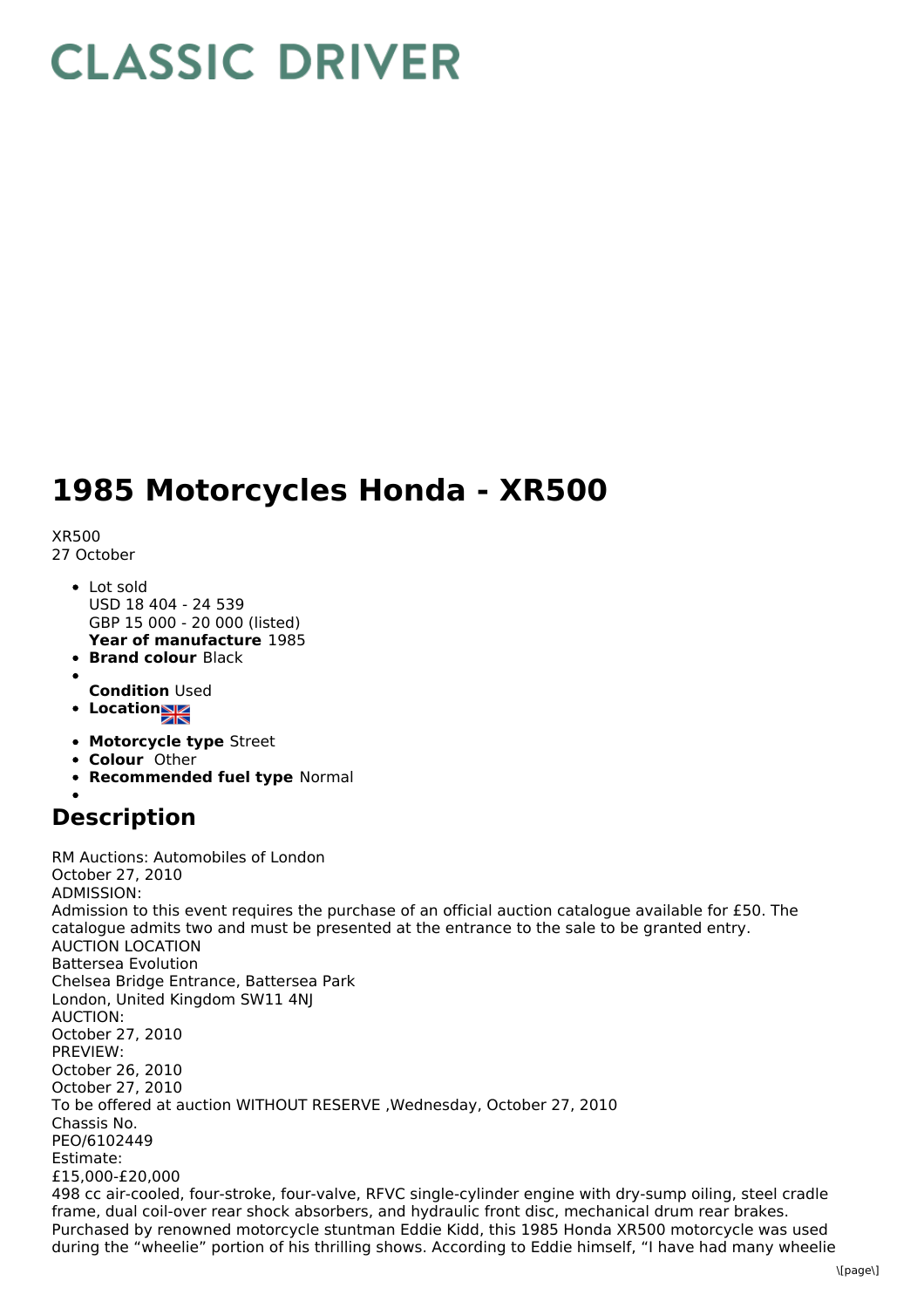# CLASSIC DRIVER

# 1985 Motorcycles Honda - XR500

XR500
27 October

- Lot sold
  USD 18 404 - 24 539
  GBP 15 000 - 20 000 (listed)
  **Year of manufacture** 1985
- **Brand colour** Black
- 
  **Condition** Used
- **Location**
- **Motorcycle type** Street
- **Colour** Other
- **Recommended fuel type** Normal
- 

## Description

RM Auctions: Automobiles of London
October 27, 2010
ADMISSION:
Admission to this event requires the purchase of an official auction catalogue available for £50. The catalogue admits two and must be presented at the entrance to the sale to be granted entry.
AUCTION LOCATION
Battersea Evolution
Chelsea Bridge Entrance, Battersea Park
London, United Kingdom SW11 4NJ
AUCTION:
October 27, 2010
PREVIEW:
October 26, 2010
October 27, 2010
To be offered at auction WITHOUT RESERVE ,Wednesday, October 27, 2010
Chassis No.
PEO/6102449
Estimate:
£15,000-£20,000
498 cc air-cooled, four-stroke, four-valve, RFVC single-cylinder engine with dry-sump oiling, steel cradle frame, dual coil-over rear shock absorbers, and hydraulic front disc, mechanical drum rear brakes.
Purchased by renowned motorcycle stuntman Eddie Kidd, this 1985 Honda XR500 motorcycle was used during the “wheelie” portion of his thrilling shows. According to Eddie himself, “I have had many wheelie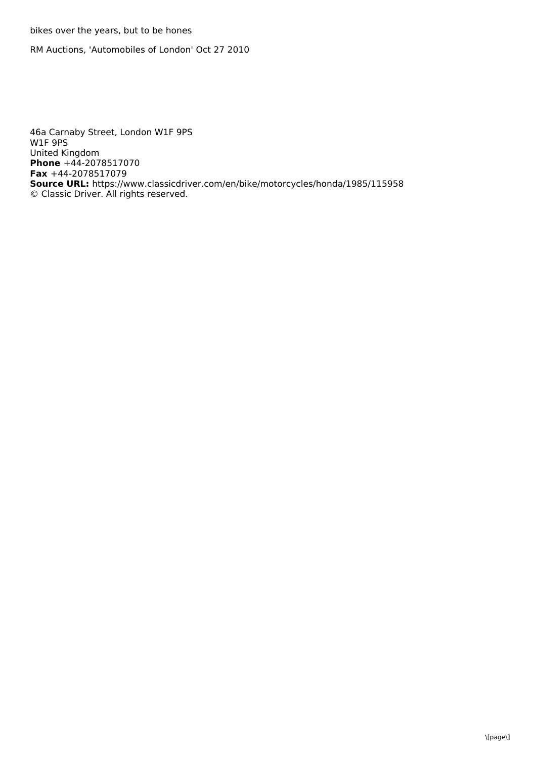bikes over the years, but to be hones

RM Auctions, 'Automobiles of London' Oct 27 2010

46a Carnaby Street, London W1F 9PS
W1F 9PS
United Kingdom
**Phone** +44-2078517070
**Fax** +44-2078517079
**Source URL:** https://www.classicdriver.com/en/bike/motorcycles/honda/1985/115958
© Classic Driver. All rights reserved.